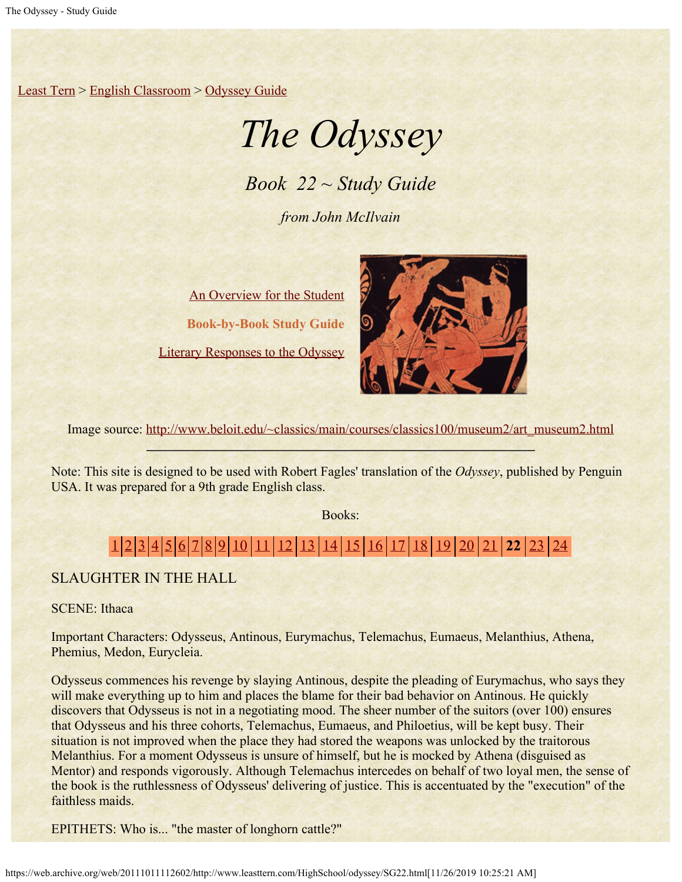Least Tern > English Classroom > Odyssey Guide

# *The Odyssey*

## *Book 22 ~ Study Guide*

*from John McIlvain*

An Overview for the Student

**Book-by-Book Study Guide**

Literary Responses to the Odyssey

Image source: http://www.beloit.edu/~classics/main/courses/classics100/museum2/art_museum2.html

---

Note: This site is designed to be used with Robert Fagles' translation of the *Odyssey*, published by Penguin USA. It was prepared for a 9th grade English class.

Books:

1 | 2 | 3 | 4 | 5 | 6 | 7 | 8 | 9 | 10 | 11 | 12 | 13 | 14 | 15 | 16 | 17 | 18 | 19 | 20 | 21 | **22** | 23 | 24

SLAUGHTER IN THE HALL

SCENE: Ithaca

Important Characters: Odysseus, Antinous, Eurymachus, Telemachus, Eumaeus, Melanthius, Athena, Phemius, Medon, Eurycleia.

Odysseus commences his revenge by slaying Antinous, despite the pleading of Eurymachus, who says they will make everything up to him and places the blame for their bad behavior on Antinous. He quickly discovers that Odysseus is not in a negotiating mood. The sheer number of the suitors (over 100) ensures that Odysseus and his three cohorts, Telemachus, Eumaeus, and Philoetius, will be kept busy. Their situation is not improved when the place they had stored the weapons was unlocked by the traitorous Melanthius. For a moment Odysseus is unsure of himself, but he is mocked by Athena (disguised as Mentor) and responds vigorously. Although Telemachus intercedes on behalf of two loyal men, the sense of the book is the ruthlessness of Odysseus' delivering of justice. This is accentuated by the "execution" of the faithless maids.

EPITHETS: Who is... "the master of longhorn cattle?"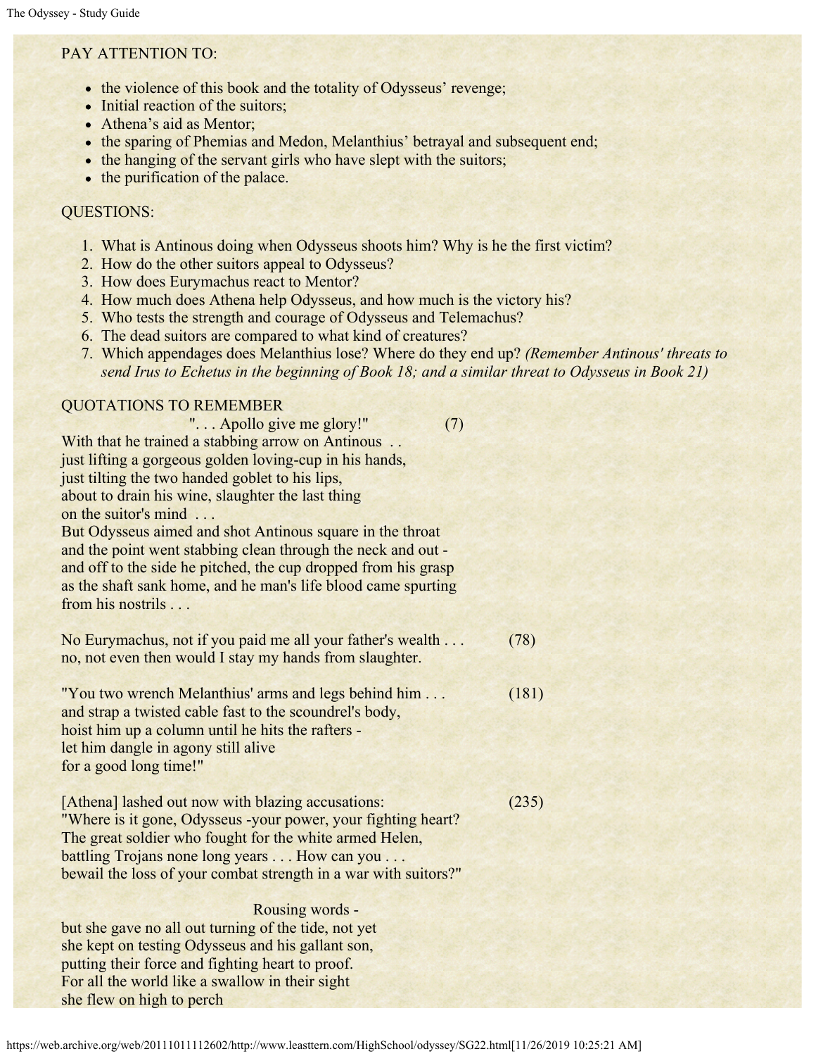PAY ATTENTION TO:

- the violence of this book and the totality of Odysseus' revenge;
- Initial reaction of the suitors;
- Athena's aid as Mentor;
- the sparing of Phemias and Medon, Melanthius' betrayal and subsequent end;
- the hanging of the servant girls who have slept with the suitors;
- the purification of the palace.

QUESTIONS:

1. What is Antinous doing when Odysseus shoots him? Why is he the first victim?
2. How do the other suitors appeal to Odysseus?
3. How does Eurymachus react to Mentor?
4. How much does Athena help Odysseus, and how much is the victory his?
5. Who tests the strength and courage of Odysseus and Telemachus?
6. The dead suitors are compared to what kind of creatures?
7. Which appendages does Melanthius lose? Where do they end up? *(Remember Antinous' threats to send Irus to Echetus in the beginning of Book 18; and a similar threat to Odysseus in Book 21)*

QUOTATIONS TO REMEMBER

"... Apollo give me glory!" (7)
With that he trained a stabbing arrow on Antinous ..
just lifting a gorgeous golden loving-cup in his hands,
just tilting the two handed goblet to his lips,
about to drain his wine, slaughter the last thing
on the suitor's mind ...
But Odysseus aimed and shot Antinous square in the throat
and the point went stabbing clean through the neck and out -
and off to the side he pitched, the cup dropped from his grasp
as the shaft sank home, and he man's life blood came spurting
from his nostrils . . .

No Eurymachus, not if you paid me all your father's wealth . . . (78)
no, not even then would I stay my hands from slaughter.

"You two wrench Melanthius' arms and legs behind him . . . (181)
and strap a twisted cable fast to the scoundrel's body,
hoist him up a column until he hits the rafters -
let him dangle in agony still alive
for a good long time!"

[Athena] lashed out now with blazing accusations: (235)
"Where is it gone, Odysseus -your power, your fighting heart?
The great soldier who fought for the white armed Helen,
battling Trojans none long years . . . How can you . . .
bewail the loss of your combat strength in a war with suitors?"

Rousing words -
but she gave no all out turning of the tide, not yet
she kept on testing Odysseus and his gallant son,
putting their force and fighting heart to proof.
For all the world like a swallow in their sight
she flew on high to perch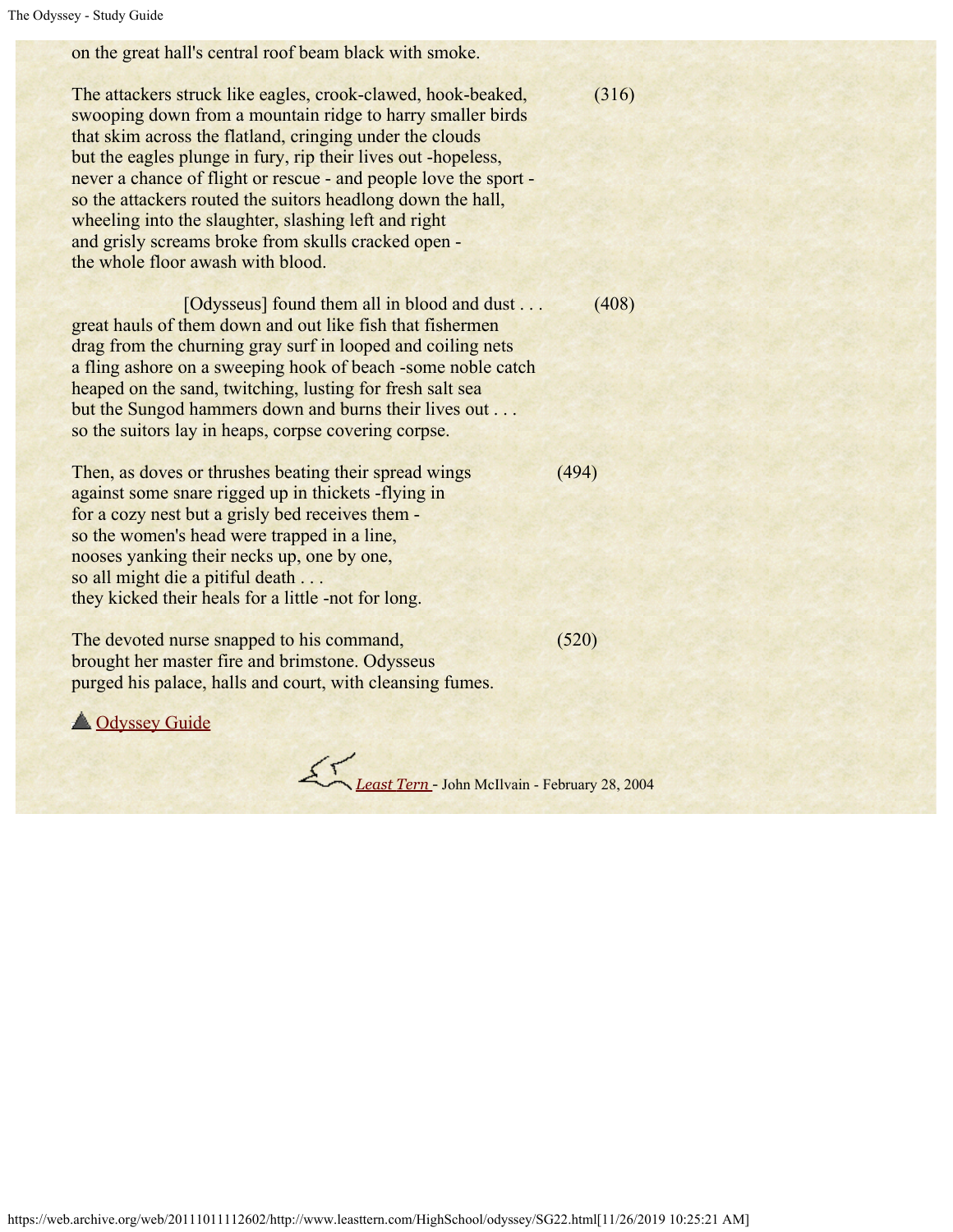on the great hall's central roof beam black with smoke.

The attackers struck like eagles, crook-clawed, hook-beaked, (316)
swooping down from a mountain ridge to harry smaller birds
that skim across the flatland, cringing under the clouds
but the eagles plunge in fury, rip their lives out -hopeless,
never a chance of flight or rescue - and people love the sport -
so the attackers routed the suitors headlong down the hall,
wheeling into the slaughter, slashing left and right
and grisly screams broke from skulls cracked open -
the whole floor awash with blood.

[Odysseus] found them all in blood and dust . . . (408)
great hauls of them down and out like fish that fishermen
drag from the churning gray surf in looped and coiling nets
a fling ashore on a sweeping hook of beach -some noble catch
heaped on the sand, twitching, lusting for fresh salt sea
but the Sungod hammers down and burns their lives out . . .
so the suitors lay in heaps, corpse covering corpse.

Then, as doves or thrushes beating their spread wings (494)
against some snare rigged up in thickets -flying in
for a cozy nest but a grisly bed receives them -
so the women's head were trapped in a line,
nooses yanking their necks up, one by one,
so all might die a pitiful death . . .
they kicked their heals for a little -not for long.

The devoted nurse snapped to his command, (520)
brought her master fire and brimstone. Odysseus
purged his palace, halls and court, with cleansing fumes.

Odyssey Guide

*Least Tern* - John McIlvain - February 28, 2004